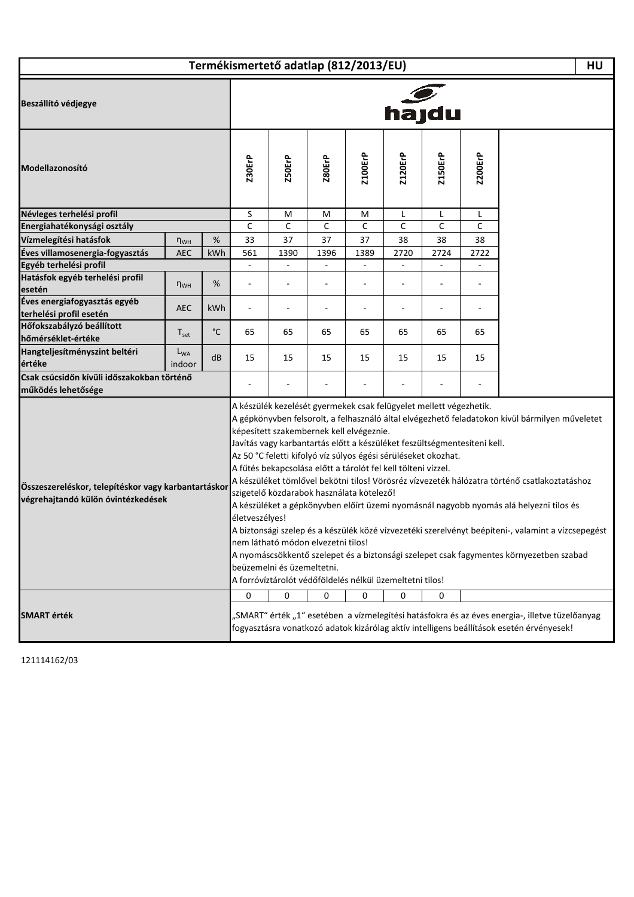# Termékismertető adatlap (812/2013/EU)

HU

| | | | | | | | | | |
|---|---|---|---|---|---|---|---|---|---|
| **Beszállító védjegye** | | | hajdu | | | | | | |
| **Modellazonosító** | | | Z30ErP | Z50ErP | Z80ErP | Z100ErP | Z120ErP | Z150ErP | Z200ErP |
| **Névleges terhelési profil** | | | S | M | M | M | L | L | L |
| **Energiahatékonysági osztály** | | | C | C | C | C | C | C | C |
| **Vízmelegítési hatásfok** | $\eta_{WH}$ | % | 33 | 37 | 37 | 37 | 38 | 38 | 38 |
| **Éves villamosenergia-fogyasztás** | AEC | kWh | 561 | 1390 | 1396 | 1389 | 2720 | 2724 | 2722 |
| **Egyéb terhelési profil** | | | - | - | - | - | - | - | - |
| **Hatásfok egyéb terhelési profil esetén** | $\eta_{WH}$ | % | - | - | - | - | - | - | - |
| **Éves energiafogyasztás egyéb terhelési profil esetén** | AEC | kWh | - | - | - | - | - | - | - |
| **Hőfokszabályzó beállított hőmérséklet-értéke** | $T_{set}$ | °C | 65 | 65 | 65 | 65 | 65 | 65 | 65 |
| **Hangteljesítményszint beltéri értéke** | $L_{WA}$ indoor | dB | 15 | 15 | 15 | 15 | 15 | 15 | 15 |
| **Csak csúcsidőn kívüli időszakokban történő működés lehetősége** | | | - | - | - | - | - | - | - |

**Összeszereléskor, telepítéskor vagy karbantartáskor végrehajtandó külön óvintézkedések**

A készülék kezelését gyermekek csak felügyelet mellett végezhetik.
A gépkönyvben felsorolt, a felhasználó által elvégezhető feladatokon kívül bármilyen műveletet képesített szakembernek kell elvégeznie.
Javítás vagy karbantartás előtt a készüléket feszültségmentesíteni kell.
Az 50 °C feletti kifolyó víz súlyos égési sérüléseket okozhat.
A fűtés bekapcsolása előtt a tárolót fel kell tölteni vízzel.
A készüléket tömlővel bekötni tilos! Vörösréz vízvezeték hálózatra történő csatlakoztatáshoz szigetelő közdarabok használata kötelező!
A készüléket a gépkönyvben előírt üzemi nyomásnál nagyobb nyomás alá helyezni tilos és életveszélyes!
A biztonsági szelep és a készülék közé vízvezetéki szerelvényt beépíteni-, valamint a vízcsepegést nem látható módon elvezetni tilos!
A nyomáscsökkentő szelepet és a biztonsági szelepet csak fagymentes környezetben szabad beüzemelni és üzemeltetni.
A forróvíztárolót védőföldelés nélkül üzemeltetni tilos!

| | Z30ErP | Z50ErP | Z80ErP | Z100ErP | Z120ErP | Z150ErP | Z200ErP |
|---|---|---|---|---|---|---|---|
| **SMART érték** | 0 | 0 | 0 | 0 | 0 | 0 | |

„SMART" érték „1" esetében a vízmelegítési hatásfokra és az éves energia-, illetve tüzelőanyag fogyasztásra vonatkozó adatok kizárólag aktív intelligens beállítások esetén érvényesek!

121114162/03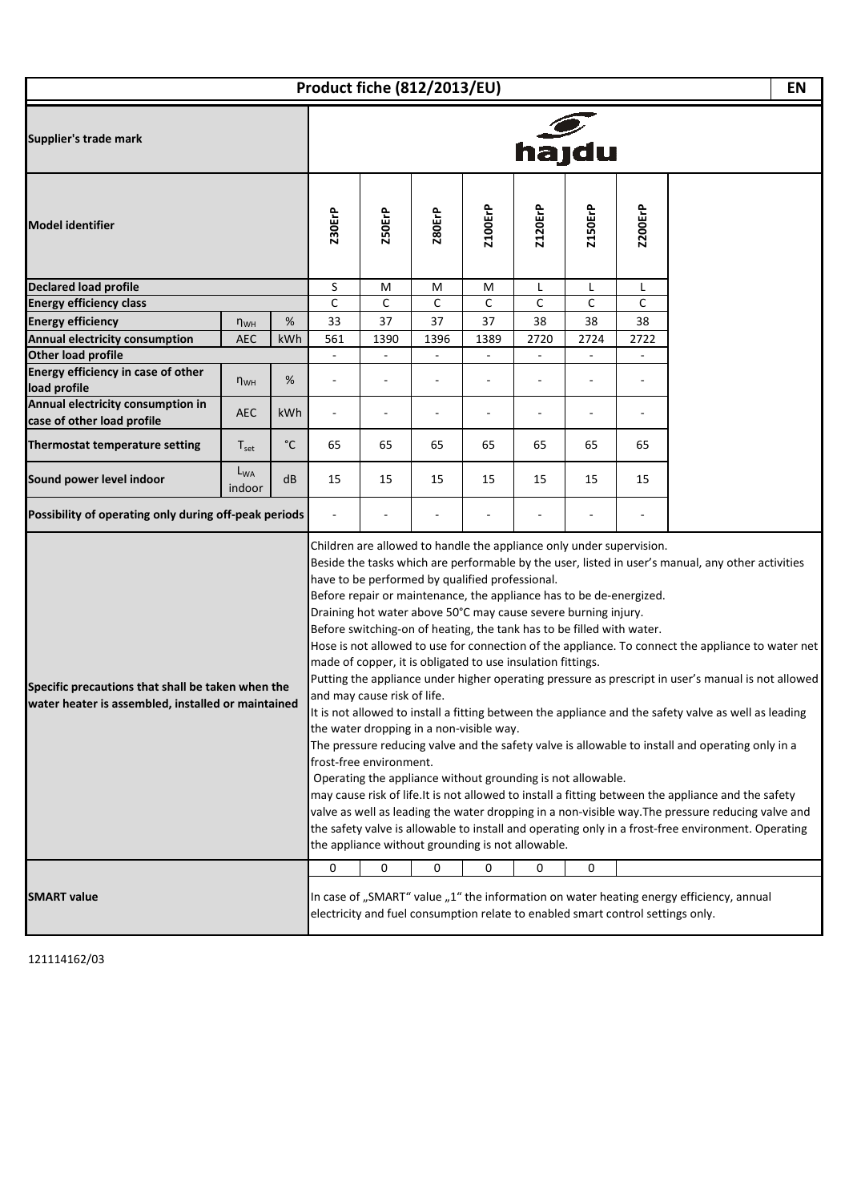# Product fiche (812/2013/EU)

EN

| | | | | | | | | | |
|---|---|---|---|---|---|---|---|---|---|
| **Supplier's trade mark** | | | hajdu | | | | | | |
| **Model identifier** | | | Z30ErP | Z50ErP | Z80ErP | Z100ErP | Z120ErP | Z150ErP | Z200ErP |
| **Declared load profile** | | | S | M | M | M | L | L | L |
| **Energy efficiency class** | | | C | C | C | C | C | C | C |
| **Energy efficiency** | $\eta_{WH}$ | % | 33 | 37 | 37 | 37 | 38 | 38 | 38 |
| **Annual electricity consumption** | AEC | kWh | 561 | 1390 | 1396 | 1389 | 2720 | 2724 | 2722 |
| **Other load profile** | | | - | - | - | - | - | - | - |
| **Energy efficiency in case of other load profile** | $\eta_{WH}$ | % | - | - | - | - | - | - | - |
| **Annual electricity consumption in case of other load profile** | AEC | kWh | - | - | - | - | - | - | - |
| **Thermostat temperature setting** | $T_{set}$ | °C | 65 | 65 | 65 | 65 | 65 | 65 | 65 |
| **Sound power level indoor** | $L_{WA}$ indoor | dB | 15 | 15 | 15 | 15 | 15 | 15 | 15 |
| **Possibility of operating only during off-peak periods** | | | - | - | - | - | - | - | - |

**Specific precautions that shall be taken when the water heater is assembled, installed or maintained**

Children are allowed to handle the appliance only under supervision.
Beside the tasks which are performable by the user, listed in user's manual, any other activities have to be performed by qualified professional.
Before repair or maintenance, the appliance has to be de-energized.
Draining hot water above 50°C may cause severe burning injury.
Before switching-on of heating, the tank has to be filled with water.
Hose is not allowed to use for connection of the appliance. To connect the appliance to water net made of copper, it is obligated to use insulation fittings.
Putting the appliance under higher operating pressure as prescript in user's manual is not allowed and may cause risk of life.
It is not allowed to install a fitting between the appliance and the safety valve as well as leading the water dropping in a non-visible way.
The pressure reducing valve and the safety valve is allowable to install and operating only in a frost-free environment.
Operating the appliance without grounding is not allowable.
may cause risk of life.It is not allowed to install a fitting between the appliance and the safety valve as well as leading the water dropping in a non-visible way.The pressure reducing valve and the safety valve is allowable to install and operating only in a frost-free environment. Operating the appliance without grounding is not allowable.

| | | | | | | | |
|---|---|---|---|---|---|---|---|
| **SMART value** | 0 | 0 | 0 | 0 | 0 | 0 | |

In case of „SMART" value „1" the information on water heating energy efficiency, annual electricity and fuel consumption relate to enabled smart control settings only.

121114162/03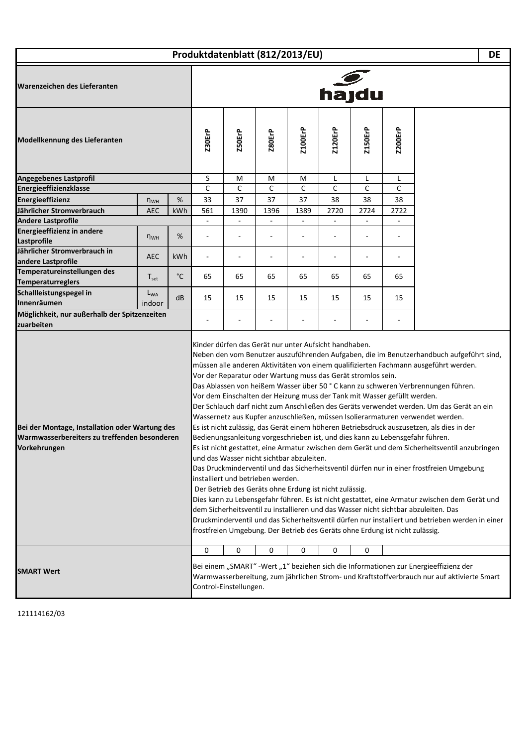# Produktdatenblatt (812/2013/EU) DE

| Warenzeichen des Lieferanten | | | hajdu | | | | | | |
|---|---|---|---|---|---|---|---|---|---|
| **Modellkennung des Lieferanten** | | | Z30ErP | Z50ErP | Z80ErP | Z100ErP | Z120ErP | Z150ErP | Z200ErP |
| **Angegebenes Lastprofil** | | | S | M | M | M | L | L | L |
| **Energieeffizienzklasse** | | | C | C | C | C | C | C | C |
| **Energieeffizienz** | $\eta_{WH}$ | % | 33 | 37 | 37 | 37 | 38 | 38 | 38 |
| **Jährlicher Stromverbrauch** | AEC | kWh | 561 | 1390 | 1396 | 1389 | 2720 | 2724 | 2722 |
| **Andere Lastprofile** | | | - | - | - | - | - | - | - |
| **Energieeffizienz in andere Lastprofile** | $\eta_{WH}$ | % | - | - | - | - | - | - | - |
| **Jährlicher Stromverbrauch in andere Lastprofile** | AEC | kWh | - | - | - | - | - | - | - |
| **Temperatureinstellungen des Temperaturreglers** | $T_{set}$ | °C | 65 | 65 | 65 | 65 | 65 | 65 | 65 |
| **Schallleistungspegel in Innenräumen** | $L_{WA}$ indoor | dB | 15 | 15 | 15 | 15 | 15 | 15 | 15 |
| **Möglichkeit, nur außerhalb der Spitzenzeiten zuarbeiten** | | | - | - | - | - | - | - | - |

**Bei der Montage, Installation oder Wartung des Warmwasserbereiters zu treffenden besonderen Vorkehrungen**

Kinder dürfen das Gerät nur unter Aufsicht handhaben.
Neben den vom Benutzer auszuführenden Aufgaben, die im Benutzerhandbuch aufgeführt sind, müssen alle anderen Aktivitäten von einem qualifizierten Fachmann ausgeführt werden.
Vor der Reparatur oder Wartung muss das Gerät stromlos sein.
Das Ablassen von heißem Wasser über 50 ° C kann zu schweren Verbrennungen führen.
Vor dem Einschalten der Heizung muss der Tank mit Wasser gefüllt werden.
Der Schlauch darf nicht zum Anschließen des Geräts verwendet werden. Um das Gerät an ein Wassernetz aus Kupfer anzuschließen, müssen Isolierarmaturen verwendet werden.
Es ist nicht zulässig, das Gerät einem höheren Betriebsdruck auszusetzen, als dies in der Bedienungsanleitung vorgeschrieben ist, und dies kann zu Lebensgefahr führen.
Es ist nicht gestattet, eine Armatur zwischen dem Gerät und dem Sicherheitsventil anzubringen und das Wasser nicht sichtbar abzuleiten.
Das Druckminderventil und das Sicherheitsventil dürfen nur in einer frostfreien Umgebung installiert und betrieben werden.
Der Betrieb des Geräts ohne Erdung ist nicht zulässig.
Dies kann zu Lebensgefahr führen. Es ist nicht gestattet, eine Armatur zwischen dem Gerät und dem Sicherheitsventil zu installieren und das Wasser nicht sichtbar abzuleiten. Das Druckminderventil und das Sicherheitsventil dürfen nur installiert und betrieben werden in einer frostfreien Umgebung. Der Betrieb des Geräts ohne Erdung ist nicht zulässig.

| **SMART Wert** | 0 | 0 | 0 | 0 | 0 | 0 | |
|---|---|---|---|---|---|---|---|

Bei einem „SMART" -Wert „1" beziehen sich die Informationen zur Energieeffizienz der Warmwasserbereitung, zum jährlichen Strom- und Kraftstoffverbrauch nur auf aktivierte Smart Control-Einstellungen.

121114162/03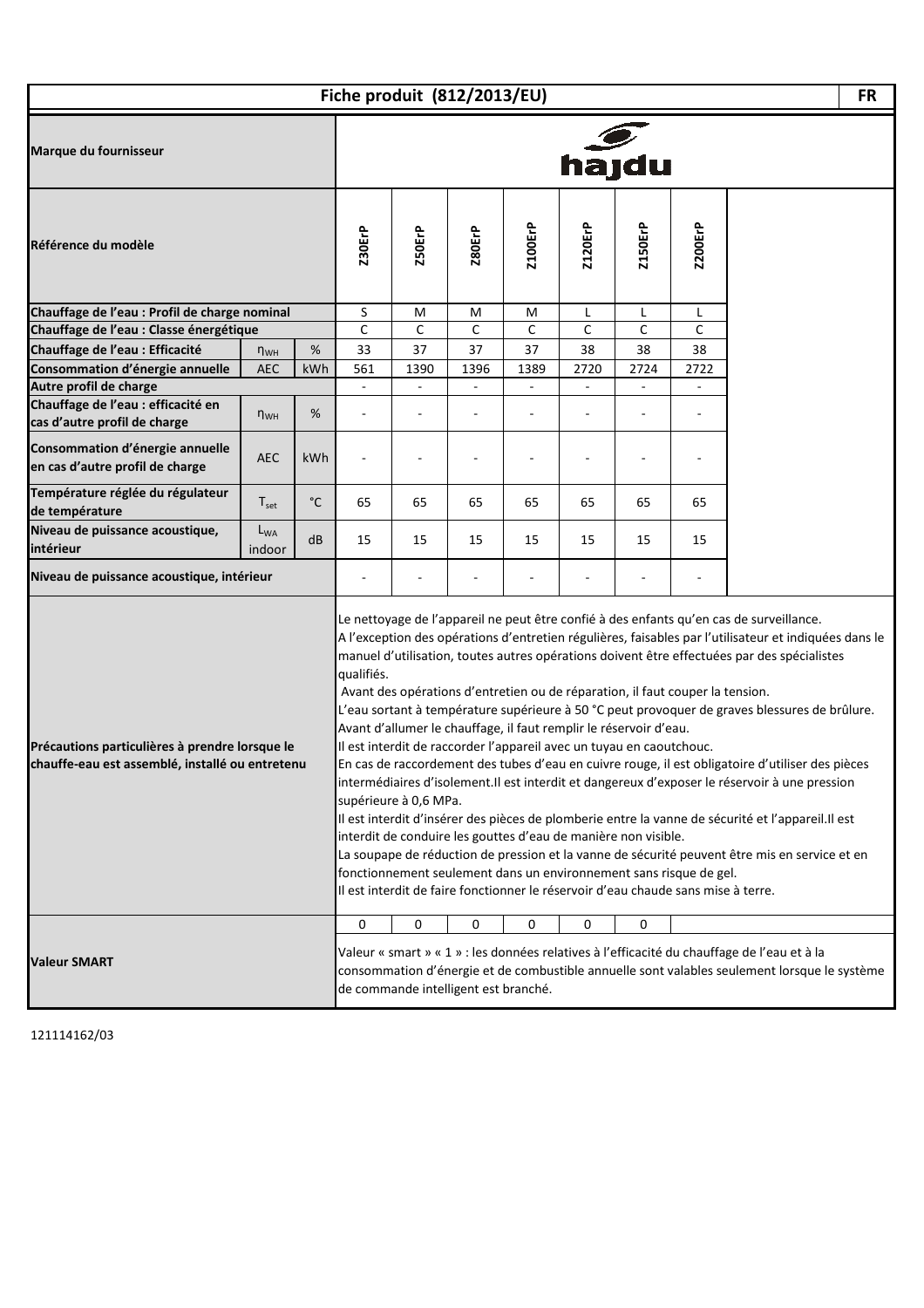| Fiche produit (812/2013/EU) | | | | | | | | | | FR |
|---|---|---|---|---|---|---|---|---|---|---|
| Marque du fournisseur | | | hajdu | | | | | | | |
| Référence du modèle | | | Z30ErP | Z50ErP | Z80ErP | Z100ErP | Z120ErP | Z150ErP | Z200ErP | |
| Chauffage de l'eau : Profil de charge nominal | | | S | M | M | M | L | L | L | |
| Chauffage de l'eau : Classe énergétique | | | C | C | C | C | C | C | C | |
| Chauffage de l'eau : Efficacité | $\eta_{WH}$ | % | 33 | 37 | 37 | 37 | 38 | 38 | 38 | |
| Consommation d'énergie annuelle | AEC | kWh | 561 | 1390 | 1396 | 1389 | 2720 | 2724 | 2722 | |
| Autre profil de charge | | | - | - | - | - | - | - | - | |
| Chauffage de l'eau : efficacité en cas d'autre profil de charge | $\eta_{WH}$ | % | - | - | - | - | - | - | - | |
| Consommation d'énergie annuelle en cas d'autre profil de charge | AEC | kWh | - | - | - | - | - | - | - | |
| Température réglée du régulateur de température | $T_{set}$ | °C | 65 | 65 | 65 | 65 | 65 | 65 | 65 | |
| Niveau de puissance acoustique, intérieur | $L_{WA}$ indoor | dB | 15 | 15 | 15 | 15 | 15 | 15 | 15 | |
| Niveau de puissance acoustique, intérieur | | | - | - | - | - | - | - | - | |
| Précautions particulières à prendre lorsque le chauffe-eau est assemblé, installé ou entretenu | | | Le nettoyage de l'appareil ne peut être confié à des enfants qu'en cas de surveillance. A l'exception des opérations d'entretien régulières, faisables par l'utilisateur et indiquées dans le manuel d'utilisation, toutes autres opérations doivent être effectuées par des spécialistes qualifiés. Avant des opérations d'entretien ou de réparation, il faut couper la tension. L'eau sortant à température supérieure à 50 °C peut provoquer de graves blessures de brûlure. Avant d'allumer le chauffage, il faut remplir le réservoir d'eau. Il est interdit de raccorder l'appareil avec un tuyau en caoutchouc. En cas de raccordement des tubes d'eau en cuivre rouge, il est obligatoire d'utiliser des pièces intermédiaires d'isolement.Il est interdit et dangereux d'exposer le réservoir à une pression supérieure à 0,6 MPa. Il est interdit d'insérer des pièces de plomberie entre la vanne de sécurité et l'appareil.Il est interdit de conduire les gouttes d'eau de manière non visible. La soupape de réduction de pression et la vanne de sécurité peuvent être mis en service et en fonctionnement seulement dans un environnement sans risque de gel. Il est interdit de faire fonctionner le réservoir d'eau chaude sans mise à terre. | | | | | | | |
| Valeur SMART | | | 0 | 0 | 0 | 0 | 0 | 0 | | |
| | | | Valeur « smart » « 1 » : les données relatives à l'efficacité du chauffage de l'eau et à la consommation d'énergie et de combustible annuelle sont valables seulement lorsque le système de commande intelligent est branché. | | | | | | | |

121114162/03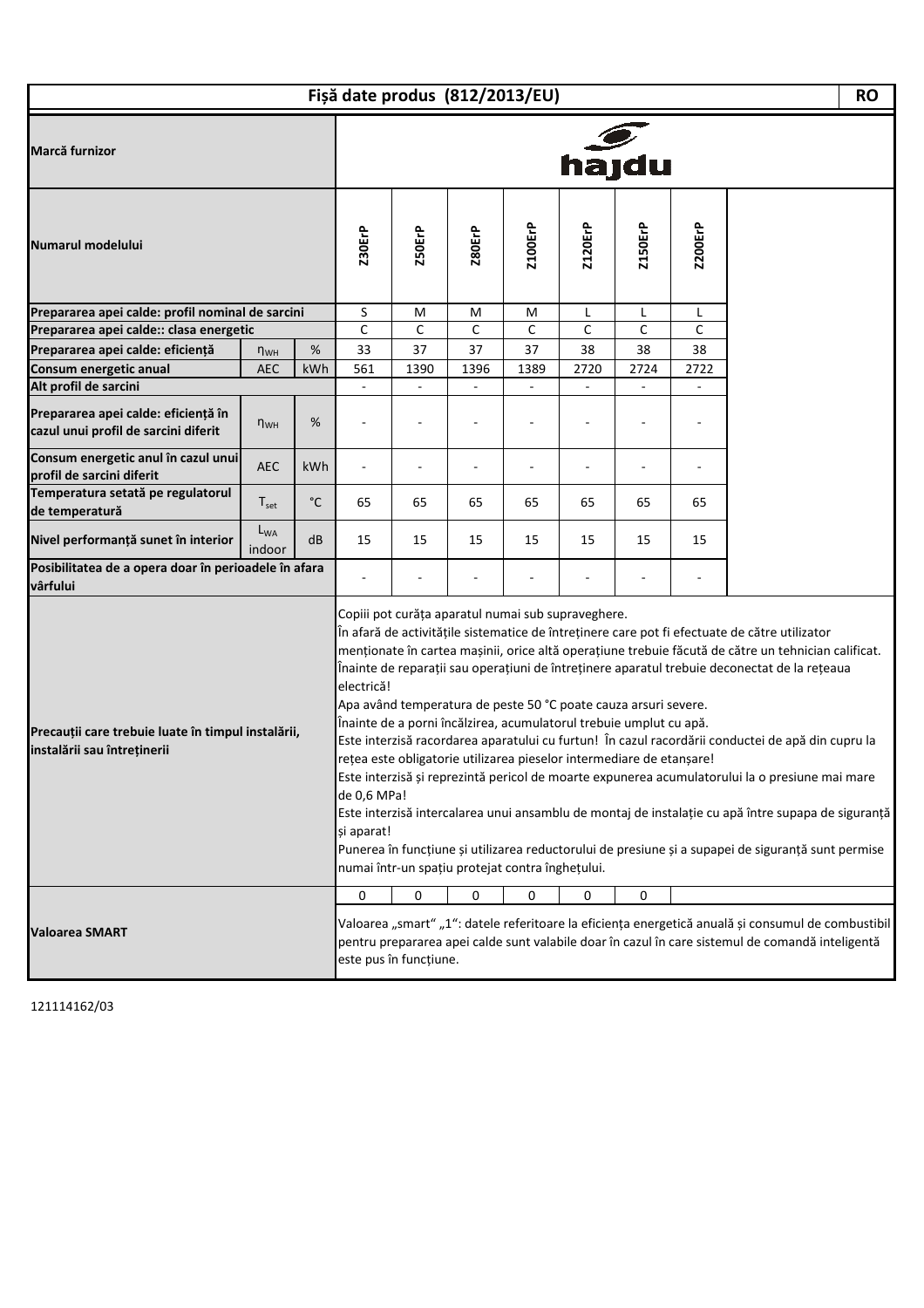| Fișă date produs (812/2013/EU) | | | | | | | | | | RO |
|---|---|---|---|---|---|---|---|---|---|---|
| Marcă furnizor | | | hajdu | | | | | | | |
| Numarul modelului | | | Z30ErP | Z50ErP | Z80ErP | Z100ErP | Z120ErP | Z150ErP | Z200ErP | |
| Prepararea apei calde: profil nominal de sarcini | | | S | M | M | M | L | L | L | |
| Prepararea apei calde:: clasa energetic | | | C | C | C | C | C | C | C | |
| Prepararea apei calde: eficiență | $\eta_{WH}$ | % | 33 | 37 | 37 | 37 | 38 | 38 | 38 | |
| Consum energetic anual | AEC | kWh | 561 | 1390 | 1396 | 1389 | 2720 | 2724 | 2722 | |
| Alt profil de sarcini | | | - | - | - | - | - | - | - | |
| Prepararea apei calde: eficiență în cazul unui profil de sarcini diferit | $\eta_{WH}$ | % | - | - | - | - | - | - | - | |
| Consum energetic anul în cazul unui profil de sarcini diferit | AEC | kWh | - | - | - | - | - | - | - | |
| Temperatura setată pe regulatorul de temperatură | $T_{set}$ | °C | 65 | 65 | 65 | 65 | 65 | 65 | 65 | |
| Nivel performanță sunet în interior | $L_{WA}$ indoor | dB | 15 | 15 | 15 | 15 | 15 | 15 | 15 | |
| Posibilitatea de a opera doar în perioadele în afara vârfului | | | - | - | - | - | - | - | - | |
| Precauții care trebuie luate în timpul instalării, instalării sau întreținerii | | | Copiii pot curăța aparatul numai sub supraveghere. În afară de activitățile sistematice de întreținere care pot fi efectuate de către utilizator menționate în cartea mașinii, orice altă operațiune trebuie făcută de către un tehnician calificat. Înainte de reparații sau operațiuni de întreținere aparatul trebuie deconectat de la rețeaua electrică! Apa având temperatura de peste 50 °C poate cauza arsuri severe. Înainte de a porni încălzirea, acumulatorul trebuie umplut cu apă. Este interzisă racordarea aparatului cu furtun! În cazul racordării conductei de apă din cupru la rețea este obligatorie utilizarea pieselor intermediare de etanșare! Este interzisă și reprezintă pericol de moarte expunerea acumulatorului la o presiune mai mare de 0,6 MPa! Este interzisă intercalarea unui ansamblu de montaj de instalație cu apă între supapa de siguranță și aparat! Punerea în funcțiune și utilizarea reductorului de presiune și a supapei de siguranță sunt permise numai într-un spațiu protejat contra înghețului. | | | | | | | | |
| Valoarea SMART | | | 0 | 0 | 0 | 0 | 0 | 0 | | |
| | | | Valoarea „smart" „1": datele referitoare la eficiența energetică anuală și consumul de combustibil pentru prepararea apei calde sunt valabile doar în cazul în care sistemul de comandă inteligentă este pus în funcțiune. | | | | | | | |

121114162/03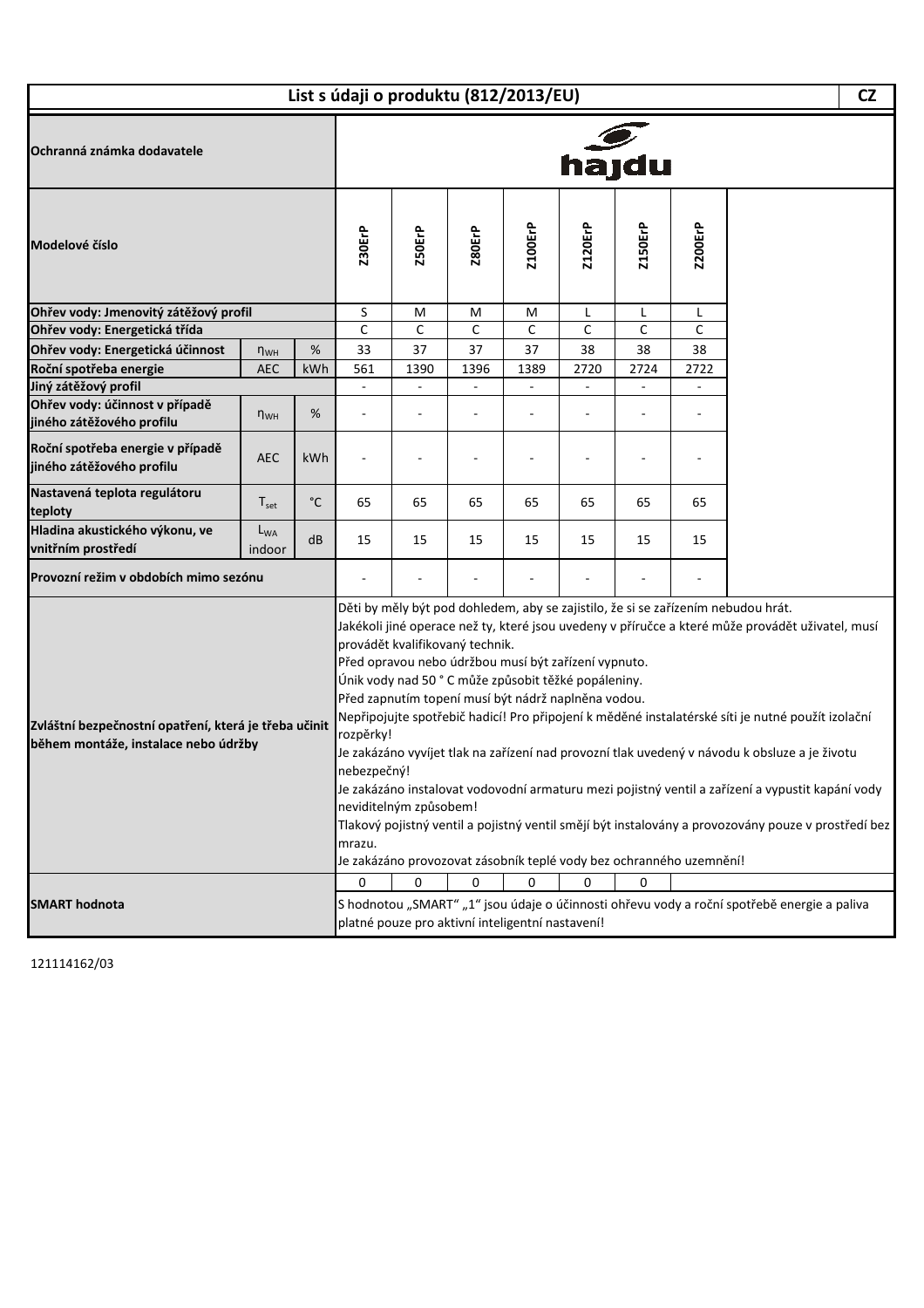# List s údaji o produktu (812/2013/EU) — CZ

| | | | | | | | | | | | |
|---|---|---|---|---|---|---|---|---|---|---|---|
| Ochranná známka dodavatele | | | hajdu | | | | | | | | |
| Modelové číslo | | | Z30ErP | Z50ErP | Z80ErP | Z100ErP | Z120ErP | Z150ErP | Z200ErP | | |
| Ohřev vody: Jmenovitý zátěžový profil | | | S | M | M | M | L | L | L | | |
| Ohřev vody: Energetická třída | | | C | C | C | C | C | C | C | | |
| Ohřev vody: Energetická účinnost | $\eta_{WH}$ | % | 33 | 37 | 37 | 37 | 38 | 38 | 38 | | |
| Roční spotřeba energie | AEC | kWh | 561 | 1390 | 1396 | 1389 | 2720 | 2724 | 2722 | | |
| Jiný zátěžový profil | | | - | - | - | - | - | - | - | | |
| Ohřev vody: účinnost v případě jiného zátěžového profilu | $\eta_{WH}$ | % | - | - | - | - | - | - | - | | |
| Roční spotřeba energie v případě jiného zátěžového profilu | AEC | kWh | - | - | - | - | - | - | - | | |
| Nastavená teplota regulátoru teploty | $T_{set}$ | °C | 65 | 65 | 65 | 65 | 65 | 65 | 65 | | |
| Hladina akustického výkonu, ve vnitřním prostředí | $L_{WA}$ indoor | dB | 15 | 15 | 15 | 15 | 15 | 15 | 15 | | |
| Provozní režim v obdobích mimo sezónu | | | - | - | - | - | - | - | - | | |
| Zvláštní bezpečnostní opatření, která je třeba učinit během montáže, instalace nebo údržby | | | Děti by měly být pod dohledem, aby se zajistilo, že si se zařízením nebudou hrát. Jakékoli jiné operace než ty, které jsou uvedeny v příručce a které může provádět uživatel, musí provádět kvalifikovaný technik. Před opravou nebo údržbou musí být zařízení vypnuto. Únik vody nad 50 ° C může způsobit těžké popáleniny. Před zapnutím topení musí být nádrž naplněna vodou. Nepřipojujte spotřebič hadicí! Pro připojení k měděné instalatérské síti je nutné použít izolační rozpěrky! Je zakázáno vyvíjet tlak na zařízení nad provozní tlak uvedený v návodu k obsluze a je životu nebezpečný! Je zakázáno instalovat vodovodní armaturu mezi pojistný ventil a zařízení a vypustit kapání vody neviditelným způsobem! Tlakový pojistný ventil a pojistný ventil smějí být instalovány a provozovány pouze v prostředí bez mrazu. Je zakázáno provozovat zásobník teplé vody bez ochranného uzemnění! | | | | | | | | |
| SMART hodnota | | | 0 | 0 | 0 | 0 | 0 | 0 | | | |
| | | | S hodnotou „SMART" „1" jsou údaje o účinnosti ohřevu vody a roční spotřebě energie a paliva platné pouze pro aktivní inteligentní nastavení! | | | | | | | | |

121114162/03